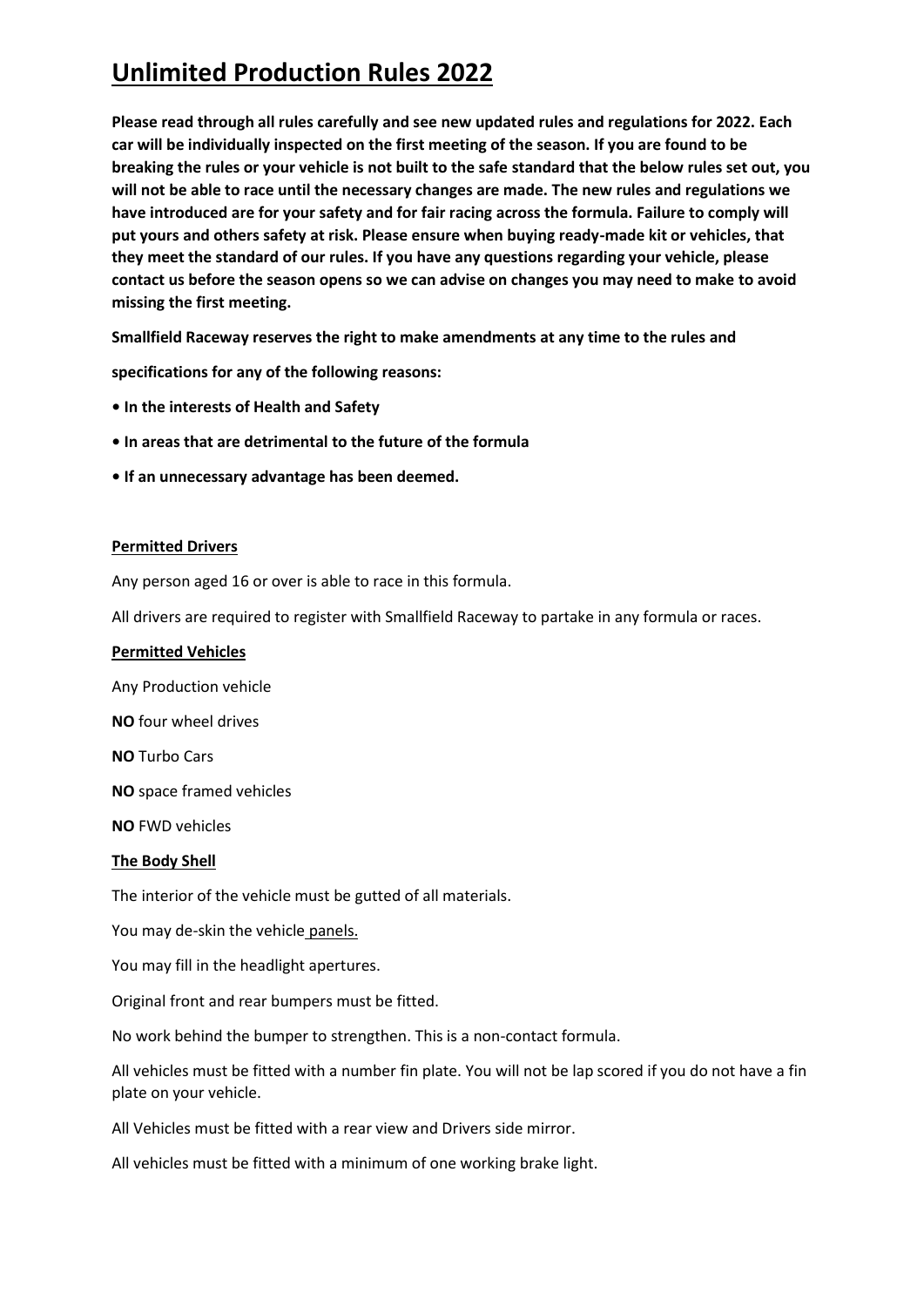# Unlimited Production Rules 2022

**Please read through all rules carefully and see new updated rules and regulations for 2022. Each car will be individually inspected on the first meeting of the season. If you are found to be breaking the rules or your vehicle is not built to the safe standard that the below rules set out, you will not be able to race until the necessary changes are made. The new rules and regulations we have introduced are for your safety and for fair racing across the formula. Failure to comply will put yours and others safety at risk. Please ensure when buying ready-made kit or vehicles, that they meet the standard of our rules. If you have any questions regarding your vehicle, please contact us before the season opens so we can advise on changes you may need to make to avoid missing the first meeting.**

**Smallfield Raceway reserves the right to make amendments at any time to the rules and**

**specifications for any of the following reasons:**

- **In the interests of Health and Safety**
- **In areas that are detrimental to the future of the formula**
- **If an unnecessary advantage has been deemed.**

## Permitted Drivers

Any person aged 16 or over is able to race in this formula.

All drivers are required to register with Smallfield Raceway to partake in any formula or races.

## Permitted Vehicles

Any Production vehicle

**NO** four wheel drives

**NO** Turbo Cars

**NO** space framed vehicles

**NO** FWD vehicles

## The Body Shell

The interior of the vehicle must be gutted of all materials.

You may de-skin the vehicle panels.

You may fill in the headlight apertures.

Original front and rear bumpers must be fitted.

No work behind the bumper to strengthen. This is a non-contact formula.

All vehicles must be fitted with a number fin plate. You will not be lap scored if you do not have a fin plate on your vehicle.

All Vehicles must be fitted with a rear view and Drivers side mirror.

All vehicles must be fitted with a minimum of one working brake light.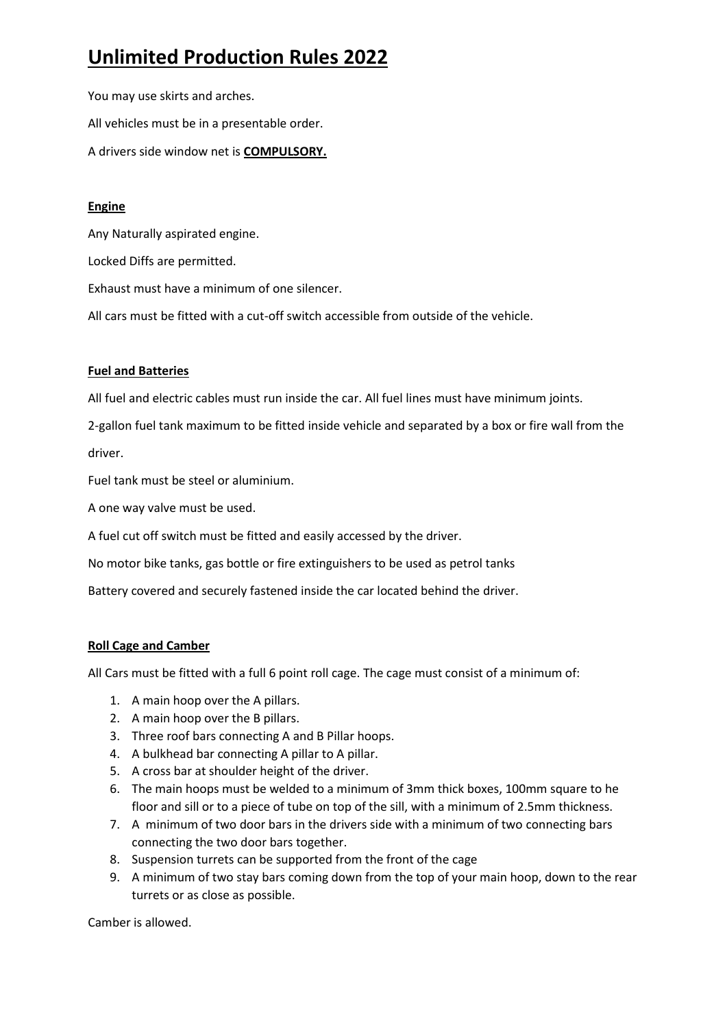# Unlimited Production Rules 2022

You may use skirts and arches.

All vehicles must be in a presentable order.

A drivers side window net is **COMPULSORY.**

**Engine**

Any Naturally aspirated engine.

Locked Diffs are permitted.

Exhaust must have a minimum of one silencer.

All cars must be fitted with a cut-off switch accessible from outside of the vehicle.

**Fuel and Batteries**

All fuel and electric cables must run inside the car. All fuel lines must have minimum joints.

2-gallon fuel tank maximum to be fitted inside vehicle and separated by a box or fire wall from the driver.

Fuel tank must be steel or aluminium.

A one way valve must be used.

A fuel cut off switch must be fitted and easily accessed by the driver.

No motor bike tanks, gas bottle or fire extinguishers to be used as petrol tanks

Battery covered and securely fastened inside the car located behind the driver.

**Roll Cage and Camber**

All Cars must be fitted with a full 6 point roll cage. The cage must consist of a minimum of:

1. A main hoop over the A pillars.
2. A main hoop over the B pillars.
3. Three roof bars connecting A and B Pillar hoops.
4. A bulkhead bar connecting A pillar to A pillar.
5. A cross bar at shoulder height of the driver.
6. The main hoops must be welded to a minimum of 3mm thick boxes, 100mm square to he floor and sill or to a piece of tube on top of the sill, with a minimum of 2.5mm thickness.
7. A minimum of two door bars in the drivers side with a minimum of two connecting bars connecting the two door bars together.
8. Suspension turrets can be supported from the front of the cage
9. A minimum of two stay bars coming down from the top of your main hoop, down to the rear turrets or as close as possible.

Camber is allowed.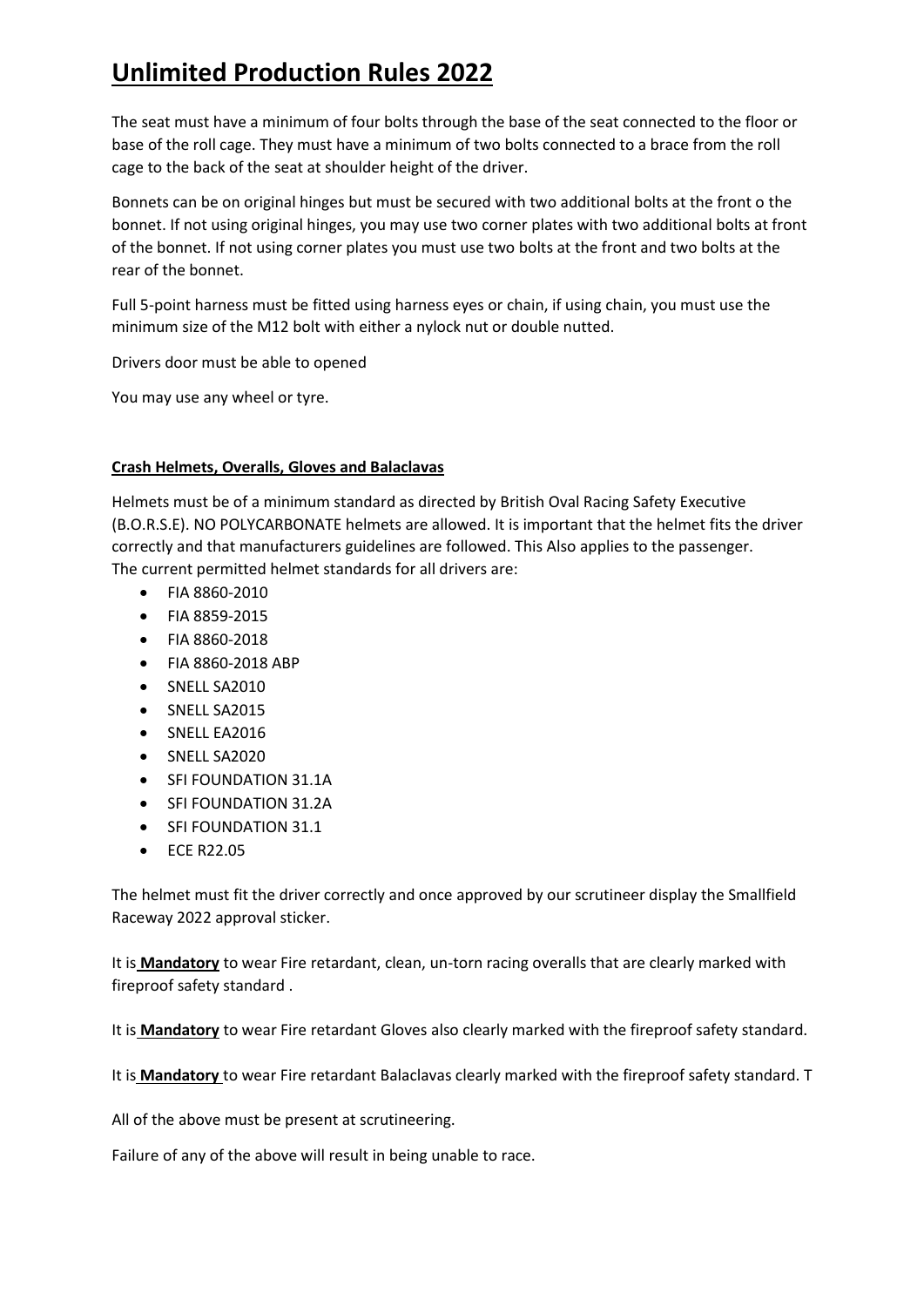# Unlimited Production Rules 2022

The seat must have a minimum of four bolts through the base of the seat connected to the floor or base of the roll cage. They must have a minimum of two bolts connected to a brace from the roll cage to the back of the seat at shoulder height of the driver.

Bonnets can be on original hinges but must be secured with two additional bolts at the front o the bonnet. If not using original hinges, you may use two corner plates with two additional bolts at front of the bonnet. If not using corner plates you must use two bolts at the front and two bolts at the rear of the bonnet.

Full 5-point harness must be fitted using harness eyes or chain, if using chain, you must use the minimum size of the M12 bolt with either a nylock nut or double nutted.

Drivers door must be able to opened

You may use any wheel or tyre.

**Crash Helmets, Overalls, Gloves and Balaclavas**

Helmets must be of a minimum standard as directed by British Oval Racing Safety Executive (B.O.R.S.E). NO POLYCARBONATE helmets are allowed. It is important that the helmet fits the driver correctly and that manufacturers guidelines are followed. This Also applies to the passenger.
The current permitted helmet standards for all drivers are:

- FIA 8860-2010
- FIA 8859-2015
- FIA 8860-2018
- FIA 8860-2018 ABP
- SNELL SA2010
- SNELL SA2015
- SNELL EA2016
- SNELL SA2020
- SFI FOUNDATION 31.1A
- SFI FOUNDATION 31.2A
- SFI FOUNDATION 31.1
- ECE R22.05

The helmet must fit the driver correctly and once approved by our scrutineer display the Smallfield Raceway 2022 approval sticker.

It is **Mandatory** to wear Fire retardant, clean, un-torn racing overalls that are clearly marked with fireproof safety standard .

It is **Mandatory** to wear Fire retardant Gloves also clearly marked with the fireproof safety standard.

It is **Mandatory** to wear Fire retardant Balaclavas clearly marked with the fireproof safety standard. T

All of the above must be present at scrutineering.

Failure of any of the above will result in being unable to race.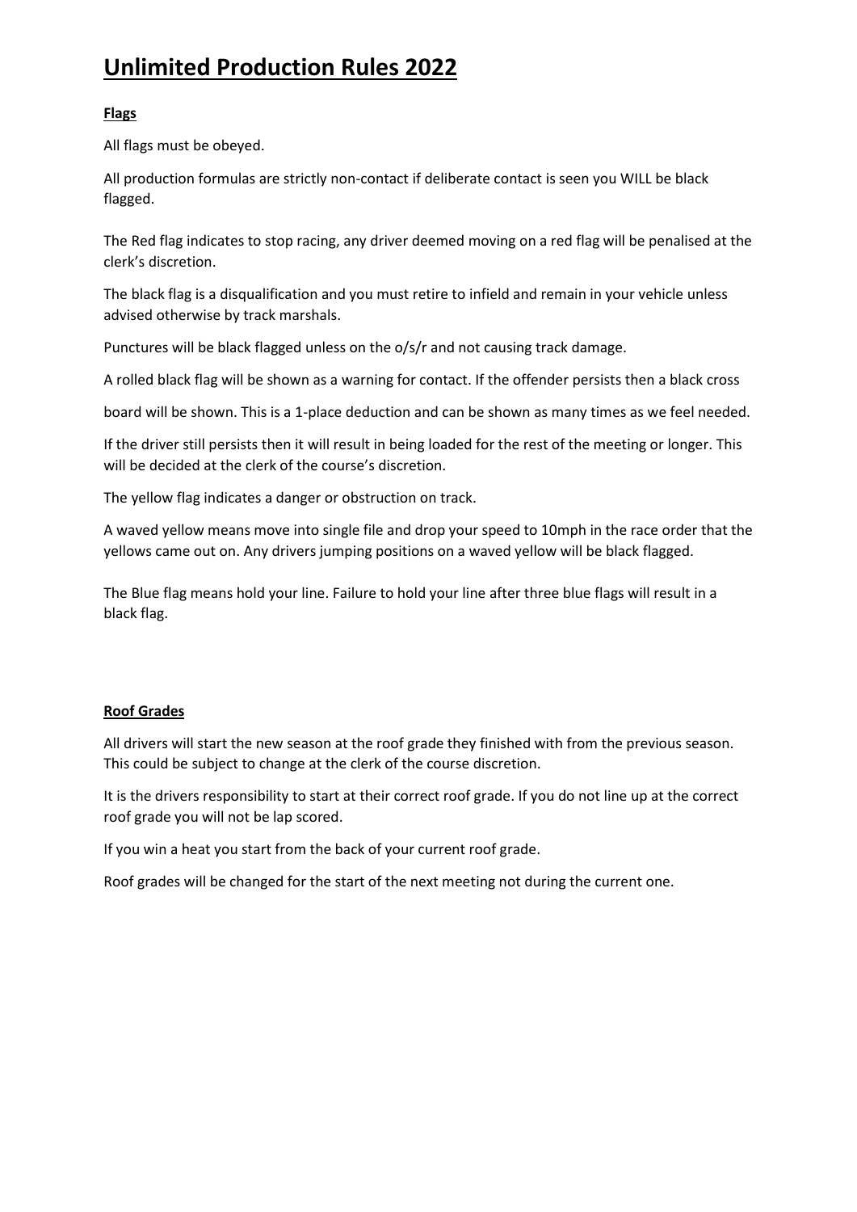# Unlimited Production Rules 2022

**Flags**

All flags must be obeyed.

All production formulas are strictly non-contact if deliberate contact is seen you WILL be black flagged.

The Red flag indicates to stop racing, any driver deemed moving on a red flag will be penalised at the clerk's discretion.

The black flag is a disqualification and you must retire to infield and remain in your vehicle unless advised otherwise by track marshals.

Punctures will be black flagged unless on the o/s/r and not causing track damage.

A rolled black flag will be shown as a warning for contact. If the offender persists then a black cross

board will be shown. This is a 1-place deduction and can be shown as many times as we feel needed.

If the driver still persists then it will result in being loaded for the rest of the meeting or longer. This will be decided at the clerk of the course's discretion.

The yellow flag indicates a danger or obstruction on track.

A waved yellow means move into single file and drop your speed to 10mph in the race order that the yellows came out on. Any drivers jumping positions on a waved yellow will be black flagged.

The Blue flag means hold your line. Failure to hold your line after three blue flags will result in a black flag.

**Roof Grades**

All drivers will start the new season at the roof grade they finished with from the previous season. This could be subject to change at the clerk of the course discretion.

It is the drivers responsibility to start at their correct roof grade. If you do not line up at the correct roof grade you will not be lap scored.

If you win a heat you start from the back of your current roof grade.

Roof grades will be changed for the start of the next meeting not during the current one.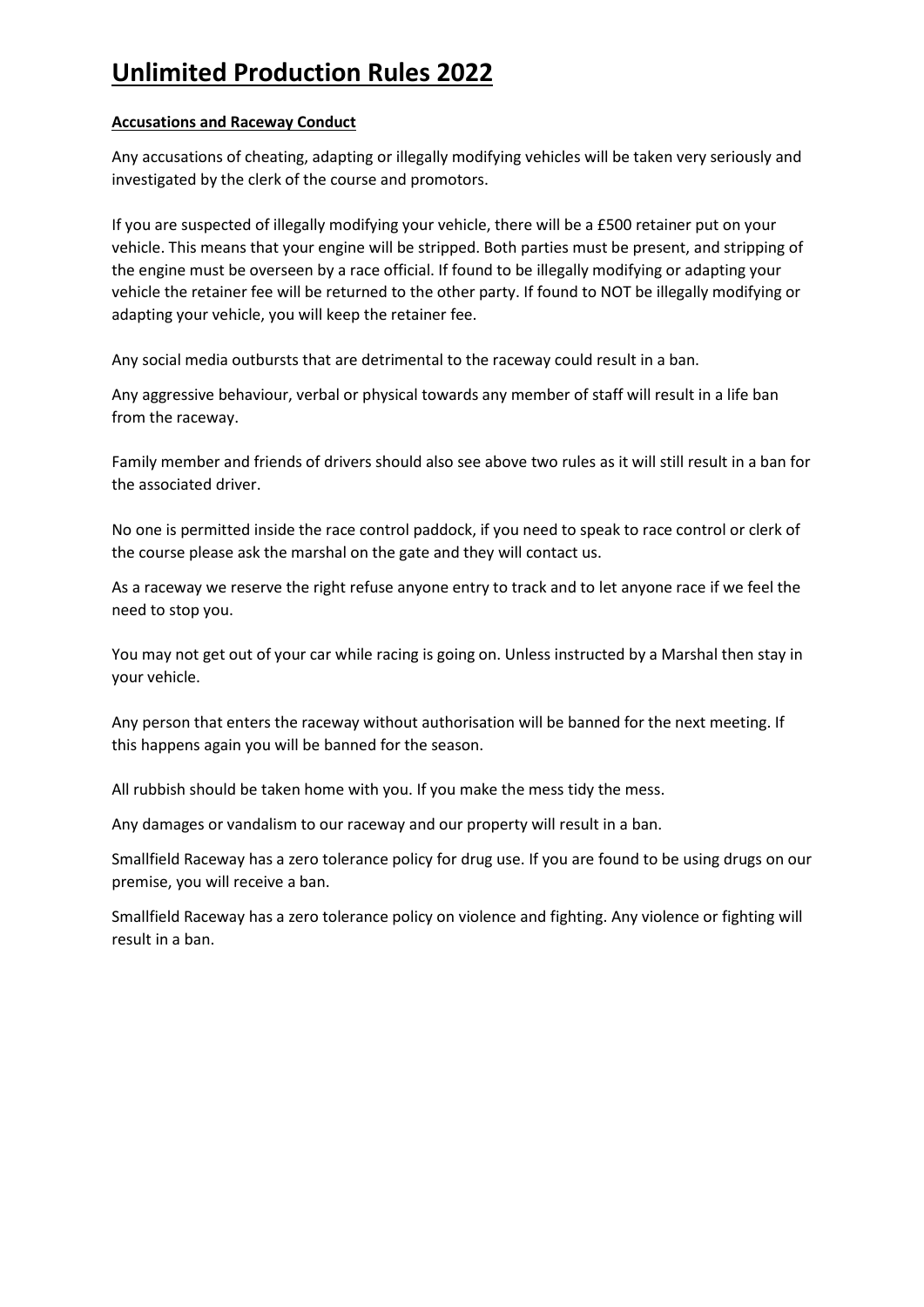# Unlimited Production Rules 2022

**Accusations and Raceway Conduct**

Any accusations of cheating, adapting or illegally modifying vehicles will be taken very seriously and investigated by the clerk of the course and promotors.

If you are suspected of illegally modifying your vehicle, there will be a £500 retainer put on your vehicle. This means that your engine will be stripped. Both parties must be present, and stripping of the engine must be overseen by a race official. If found to be illegally modifying or adapting your vehicle the retainer fee will be returned to the other party. If found to NOT be illegally modifying or adapting your vehicle, you will keep the retainer fee.

Any social media outbursts that are detrimental to the raceway could result in a ban.

Any aggressive behaviour, verbal or physical towards any member of staff will result in a life ban from the raceway.

Family member and friends of drivers should also see above two rules as it will still result in a ban for the associated driver.

No one is permitted inside the race control paddock, if you need to speak to race control or clerk of the course please ask the marshal on the gate and they will contact us.

As a raceway we reserve the right refuse anyone entry to track and to let anyone race if we feel the need to stop you.

You may not get out of your car while racing is going on. Unless instructed by a Marshal then stay in your vehicle.

Any person that enters the raceway without authorisation will be banned for the next meeting. If this happens again you will be banned for the season.

All rubbish should be taken home with you. If you make the mess tidy the mess.

Any damages or vandalism to our raceway and our property will result in a ban.

Smallfield Raceway has a zero tolerance policy for drug use. If you are found to be using drugs on our premise, you will receive a ban.

Smallfield Raceway has a zero tolerance policy on violence and fighting. Any violence or fighting will result in a ban.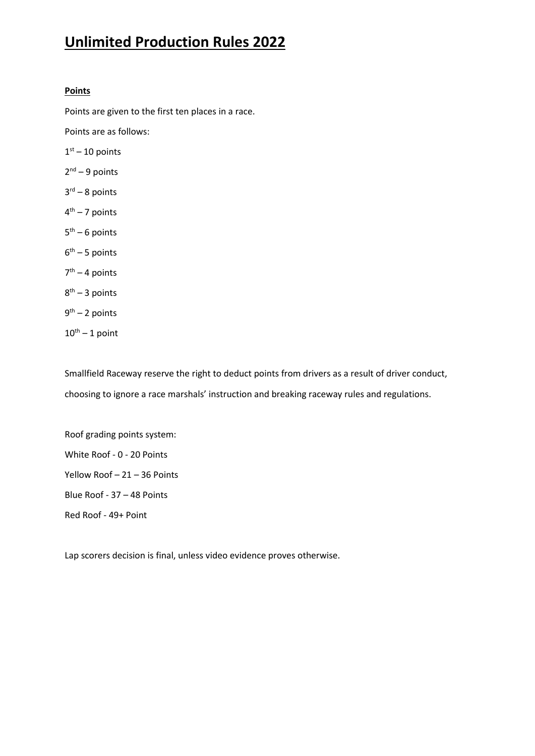# Unlimited Production Rules 2022

**Points**

Points are given to the first ten places in a race.

Points are as follows:

1st – 10 points

2nd – 9 points

3rd – 8 points

4th – 7 points

5th – 6 points

6th – 5 points

7th – 4 points

8th – 3 points

9th – 2 points

10th – 1 point

Smallfield Raceway reserve the right to deduct points from drivers as a result of driver conduct, choosing to ignore a race marshals' instruction and breaking raceway rules and regulations.

Roof grading points system:

White Roof - 0 - 20 Points

Yellow Roof – 21 – 36 Points

Blue Roof - 37 – 48 Points

Red Roof - 49+ Point

Lap scorers decision is final, unless video evidence proves otherwise.